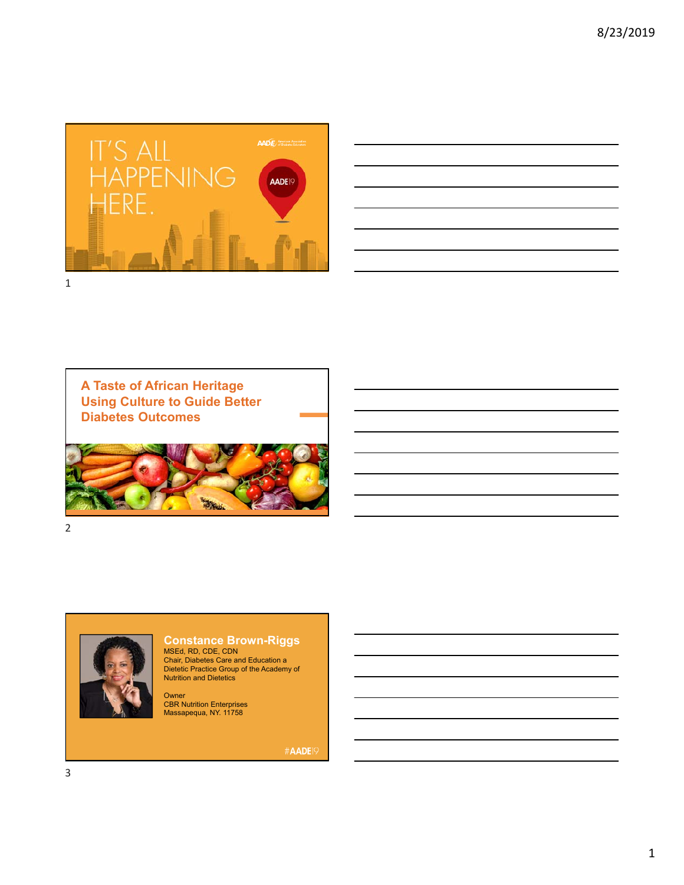IT'S ALL HAPPENING HERE.

AADE19

## A Taste of African Heritage Using Culture to Guide Better Diabetes Outcomes

**Constance Brown-Riggs**
MSEd, RD, CDE, CDN
Chair, Diabetes Care and Education a Dietetic Practice Group of the Academy of Nutrition and Dietetics

Owner
CBR Nutrition Enterprises
Massapequa, NY. 11758

#AADE19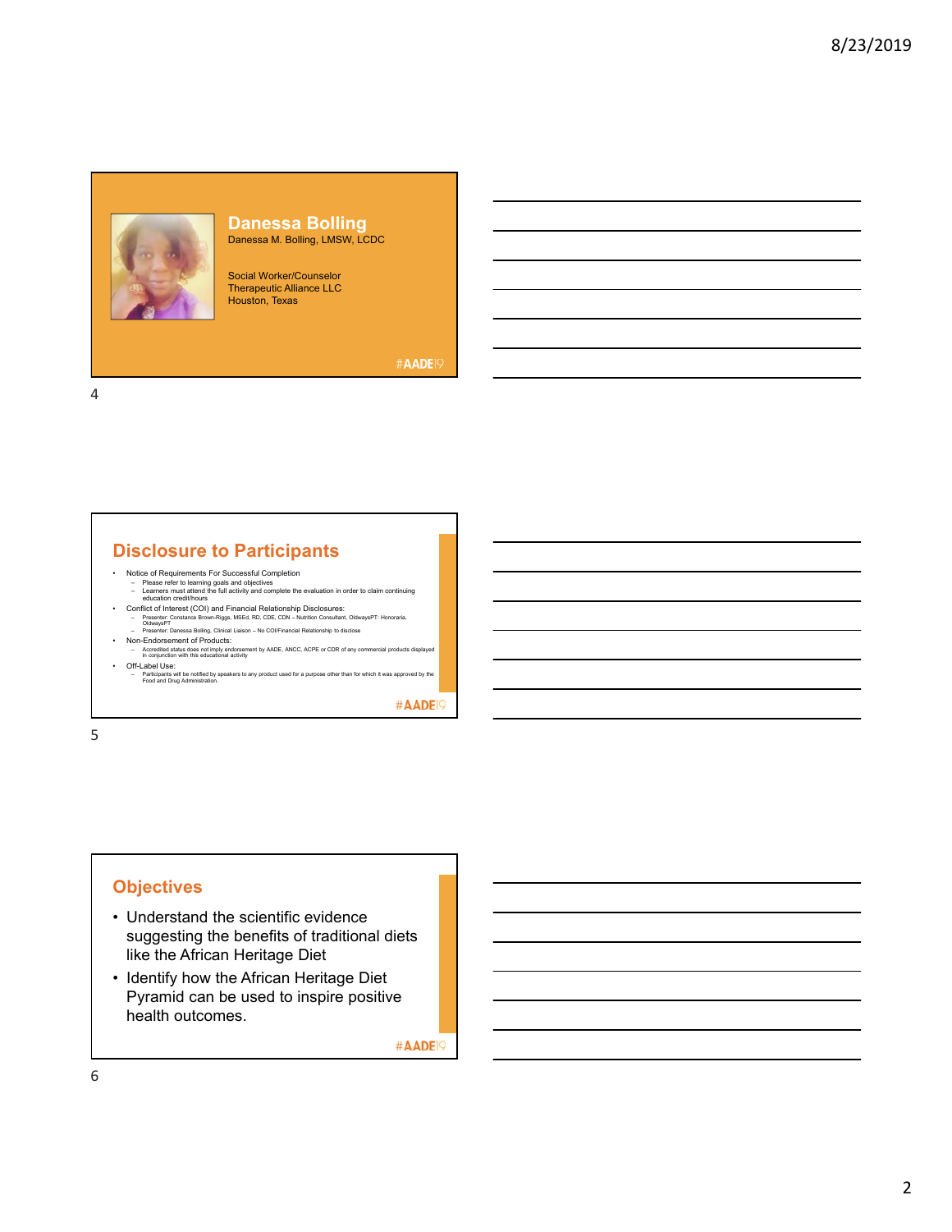## Danessa Bolling

Danessa M. Bolling, LMSW, LCDC

Social Worker/Counselor
Therapeutic Alliance LLC
Houston, Texas

#AADE19

## Disclosure to Participants

- Notice of Requirements For Successful Completion
  - Please refer to learning goals and objectives
  - Learners must attend the full activity and complete the evaluation in order to claim continuing education credit/hours
- Conflict of Interest (COI) and Financial Relationship Disclosures:
  - Presenter: Constance Brown-Riggs, MSEd, RD, CDE, CDN – Nutrition Consultant, OldwaysPT: Honoraria, OldwaysPT
  - Presenter: Danessa Bolling, Clinical Liaison – No COI/Financial Relationship to disclose
- Non-Endorsement of Products:
  - Accredited status does not imply endorsement by AADE, ANCC, ACPE or CDR of any commercial products displayed in conjunction with this educational activity
- Off-Label Use:
  - Participants will be notified by speakers to any product used for a purpose other than for which it was approved by the Food and Drug Administration.

#AADE19

## Objectives

- Understand the scientific evidence suggesting the benefits of traditional diets like the African Heritage Diet
- Identify how the African Heritage Diet Pyramid can be used to inspire positive health outcomes.

#AADE19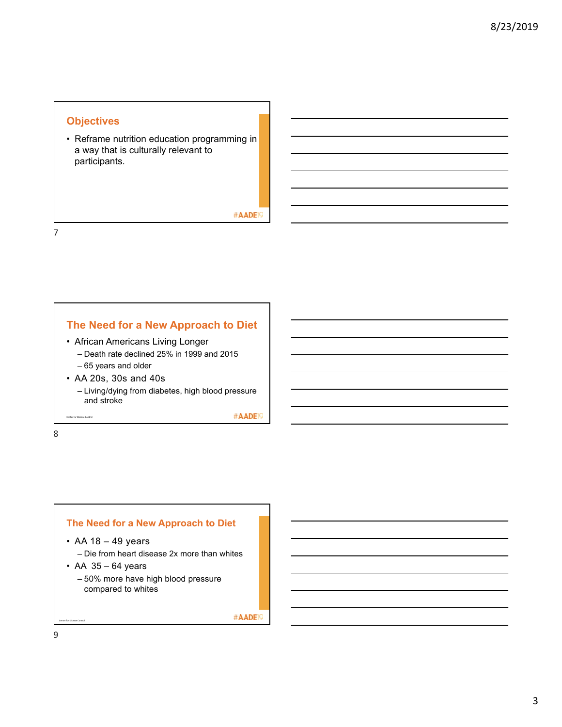## Objectives

- Reframe nutrition education programming in a way that is culturally relevant to participants.

#AADE19

## The Need for a New Approach to Diet

- African Americans Living Longer
  - Death rate declined 25% in 1999 and 2015
  - 65 years and older
- AA 20s, 30s and 40s
  - Living/dying from diabetes, high blood pressure and stroke

Center for Disease Control

#AADE19

## The Need for a New Approach to Diet

- AA 18 – 49 years
  - Die from heart disease 2x more than whites
- AA 35 – 64 years
  - 50% more have high blood pressure compared to whites

Center for Disease Control

#AADE19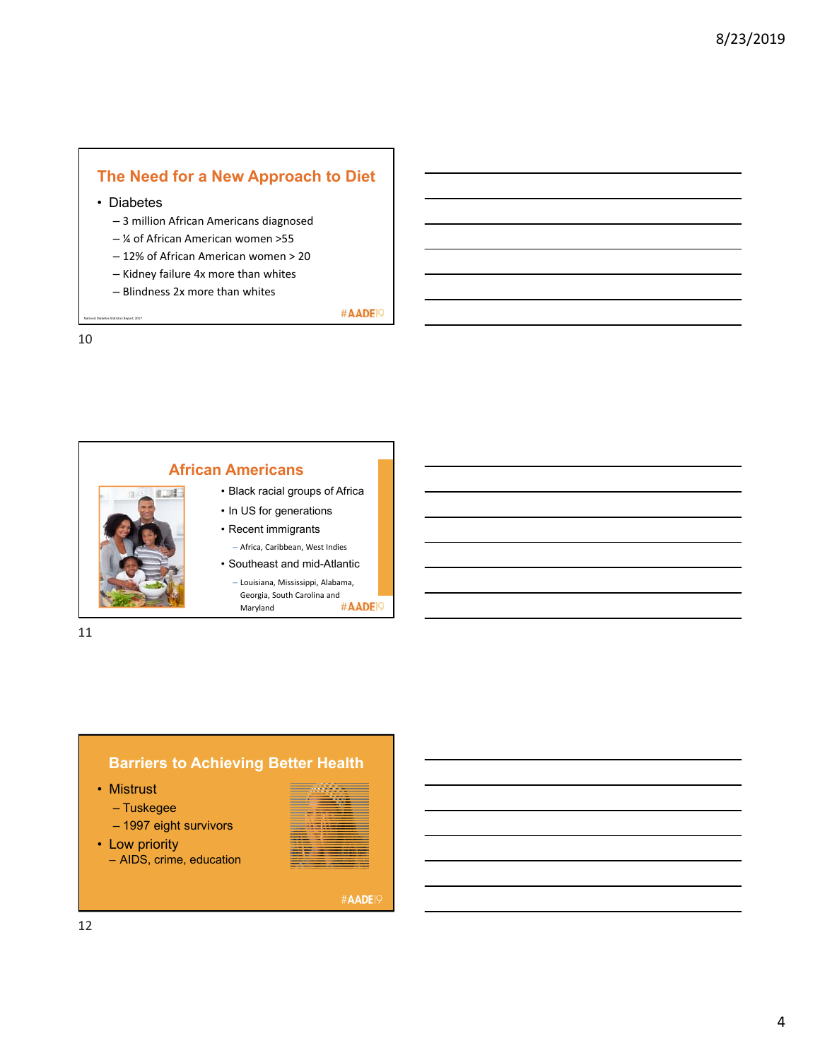## The Need for a New Approach to Diet

- Diabetes
  - 3 million African Americans diagnosed
  - ¼ of African American women >55
  - 12% of African American women > 20
  - Kidney failure 4x more than whites
  - Blindness 2x more than whites

National Diabetes Statistics Report, 2017

#AADE19

## African Americans

- Black racial groups of Africa
- In US for generations
- Recent immigrants
  - Africa, Caribbean, West Indies
- Southeast and mid-Atlantic
  - Louisiana, Mississippi, Alabama, Georgia, South Carolina and Maryland

#AADE19

## Barriers to Achieving Better Health

- Mistrust
  - Tuskegee
  - 1997 eight survivors
- Low priority
  - AIDS, crime, education

#AADE19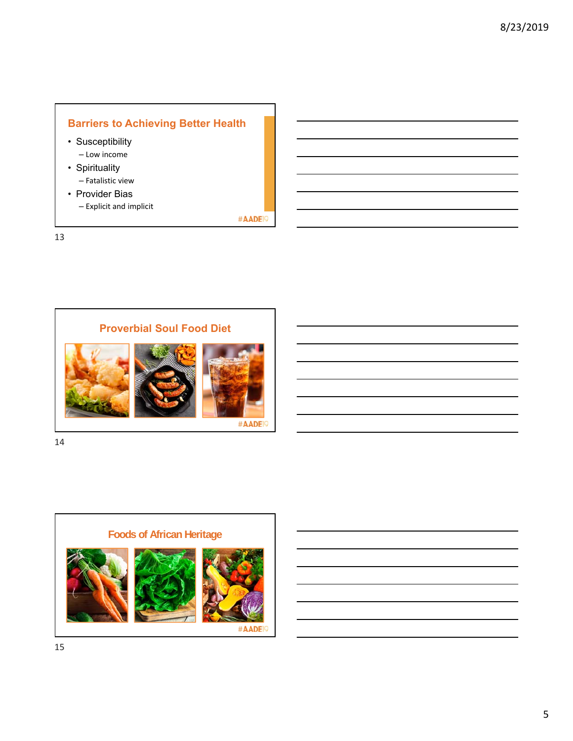## Barriers to Achieving Better Health

- Susceptibility
  - Low income
- Spirituality
  - Fatalistic view
- Provider Bias
  - Explicit and implicit

#AADE19

## Proverbial Soul Food Diet

#AADE19

## Foods of African Heritage

#AADE19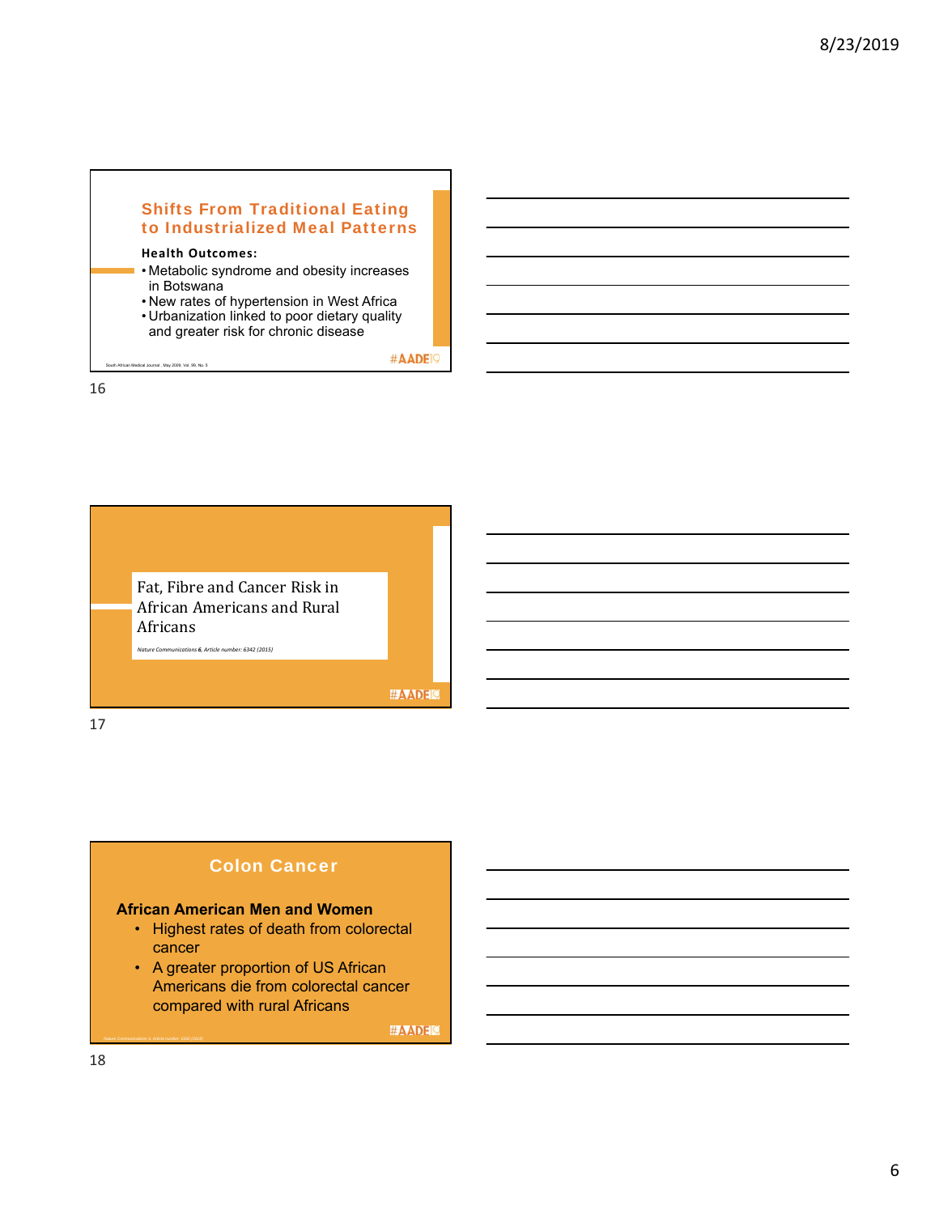## Shifts From Traditional Eating to Industrialized Meal Patterns

**Health Outcomes:**

- Metabolic syndrome and obesity increases in Botswana
- New rates of hypertension in West Africa
- Urbanization linked to poor dietary quality and greater risk for chronic disease

South African Medical Journal , May 2009, Vol. 99, No. 5

#AADE19

## Fat, Fibre and Cancer Risk in African Americans and Rural Africans

*Nature Communications* ***6****, Article number: 6342 (2015)*

#AADE19

## Colon Cancer

**African American Men and Women**

- Highest rates of death from colorectal cancer
- A greater proportion of US African Americans die from colorectal cancer compared with rural Africans

Nature Communications 6, Article number: 6342 (2015)

#AADE19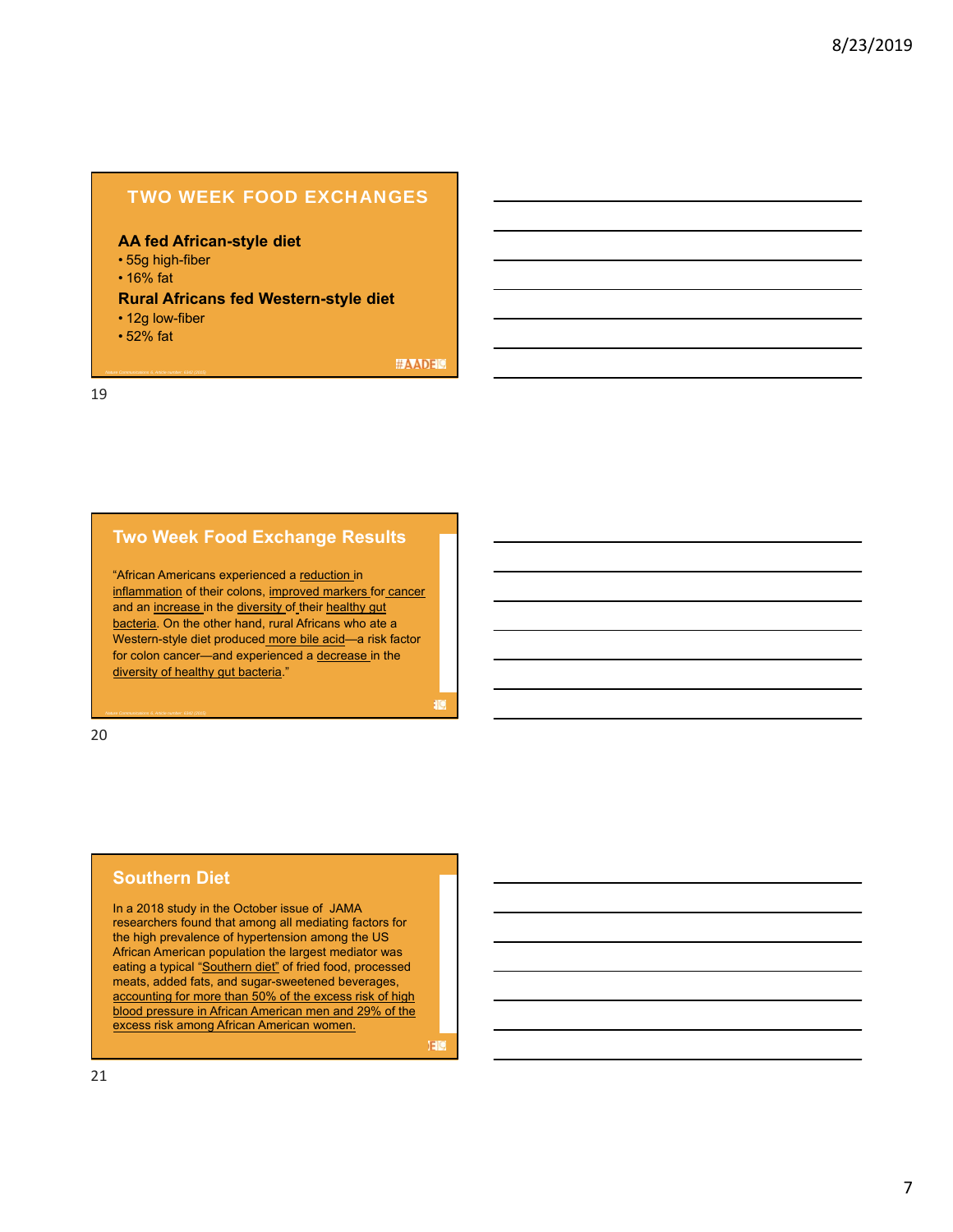## TWO WEEK FOOD EXCHANGES

**AA fed African-style diet**

- 55g high-fiber
- 16% fat

**Rural Africans fed Western-style diet**

- 12g low-fiber
- 52% fat

Nature Communications 6, Article number: 6342 (2015)

## Two Week Food Exchange Results

"African Americans experienced a reduction in inflammation of their colons, improved markers for cancer and an increase in the diversity of their healthy gut bacteria. On the other hand, rural Africans who ate a Western-style diet produced more bile acid—a risk factor for colon cancer—and experienced a decrease in the diversity of healthy gut bacteria."

Nature Communications 6, Article number: 6342 (2015)

## Southern Diet

In a 2018 study in the October issue of JAMA researchers found that among all mediating factors for the high prevalence of hypertension among the US African American population the largest mediator was eating a typical "Southern diet" of fried food, processed meats, added fats, and sugar-sweetened beverages, accounting for more than 50% of the excess risk of high blood pressure in African American men and 29% of the excess risk among African American women.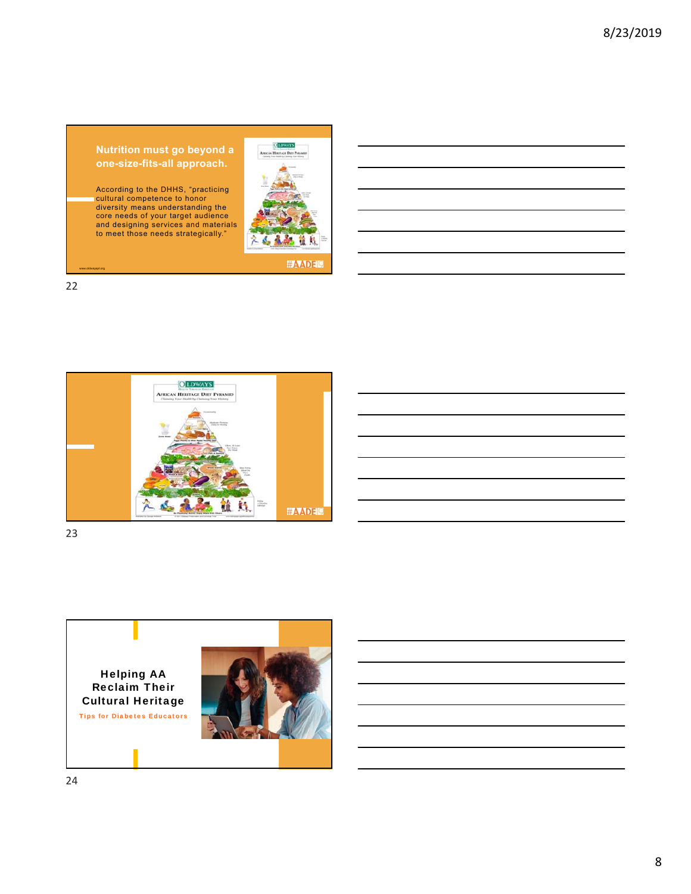## Nutrition must go beyond a one-size-fits-all approach.

According to the DHHS, "practicing cultural competence to honor diversity means understanding the core needs of your target audience and designing services and materials to meet those needs strategically."

www.oldwayspt.org

#AADE19

22

OLDWAYS

AFRICAN HERITAGE DIET PYRAMID

Claiming Your Health by Claiming Your History

#AADE19

23

## Helping AA Reclaim Their Cultural Heritage

Tips for Diabetes Educators

24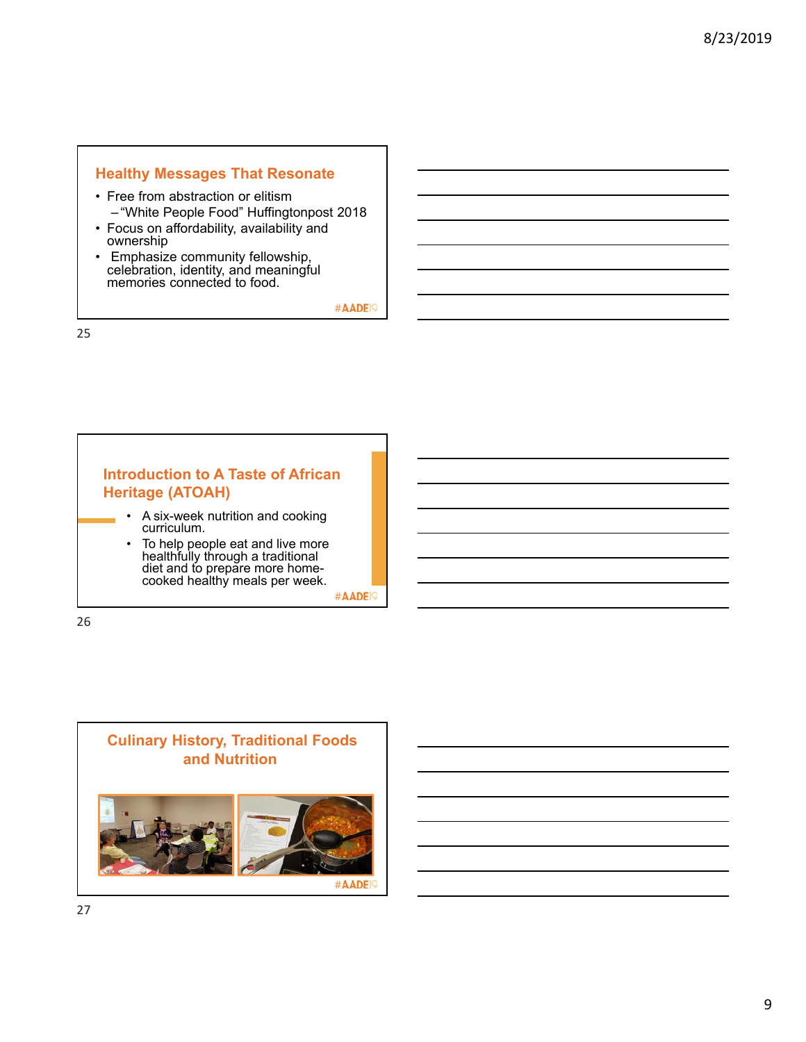## Healthy Messages That Resonate

- Free from abstraction or elitism
  - "White People Food" Huffingtonpost 2018
- Focus on affordability, availability and ownership
- Emphasize community fellowship, celebration, identity, and meaningful memories connected to food.

#AADE19

## Introduction to A Taste of African Heritage (ATOAH)

- A six-week nutrition and cooking curriculum.
- To help people eat and live more healthfully through a traditional diet and to prepare more home-cooked healthy meals per week.

#AADE19

## Culinary History, Traditional Foods and Nutrition

#AADE19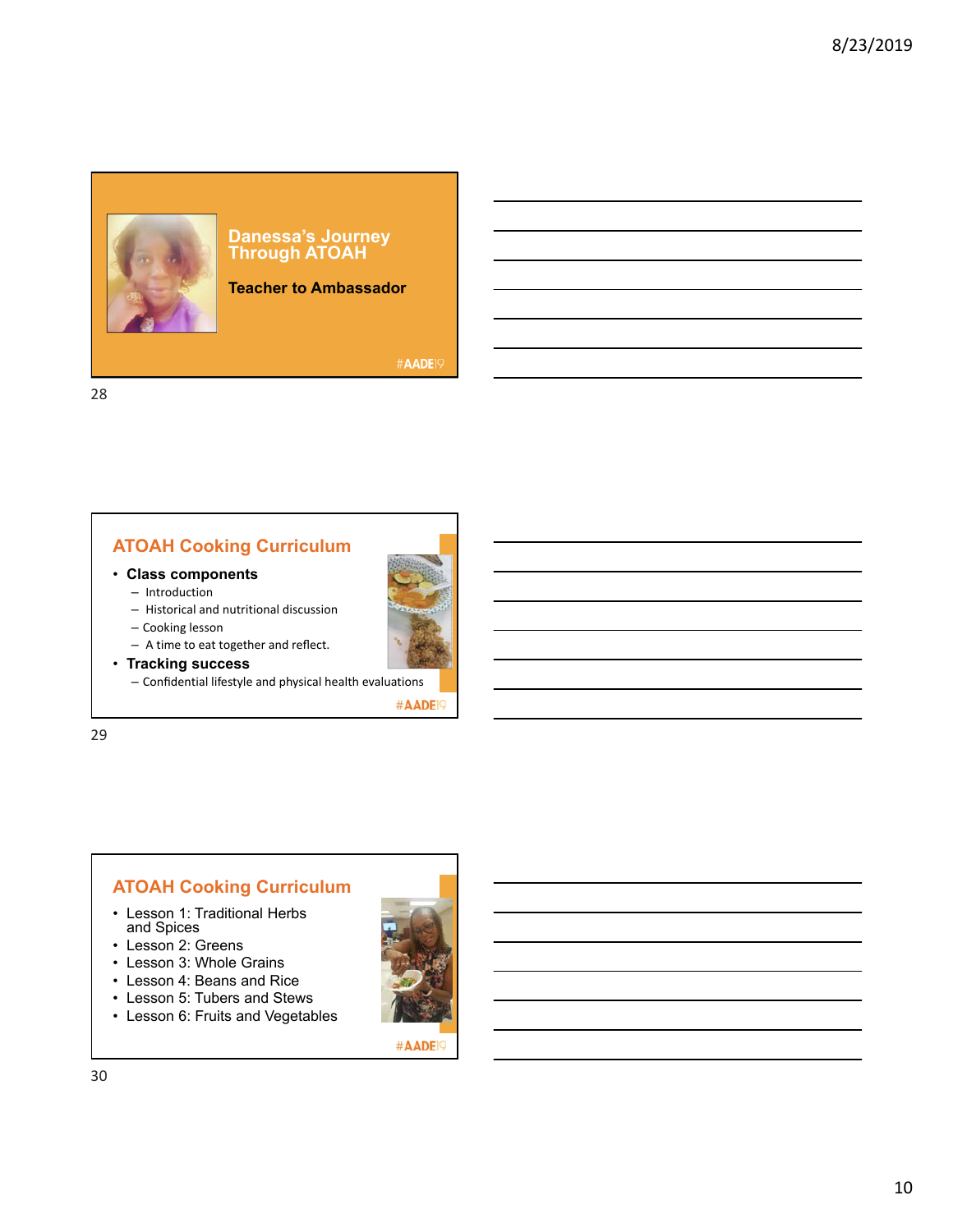## Danessa's Journey Through ATOAH

**Teacher to Ambassador**

#AADE19

## ATOAH Cooking Curriculum

- **Class components**
  - Introduction
  - Historical and nutritional discussion
  - Cooking lesson
  - A time to eat together and reflect.
- **Tracking success**
  - Confidential lifestyle and physical health evaluations

#AADE19

## ATOAH Cooking Curriculum

- Lesson 1: Traditional Herbs and Spices
- Lesson 2: Greens
- Lesson 3: Whole Grains
- Lesson 4: Beans and Rice
- Lesson 5: Tubers and Stews
- Lesson 6: Fruits and Vegetables

#AADE19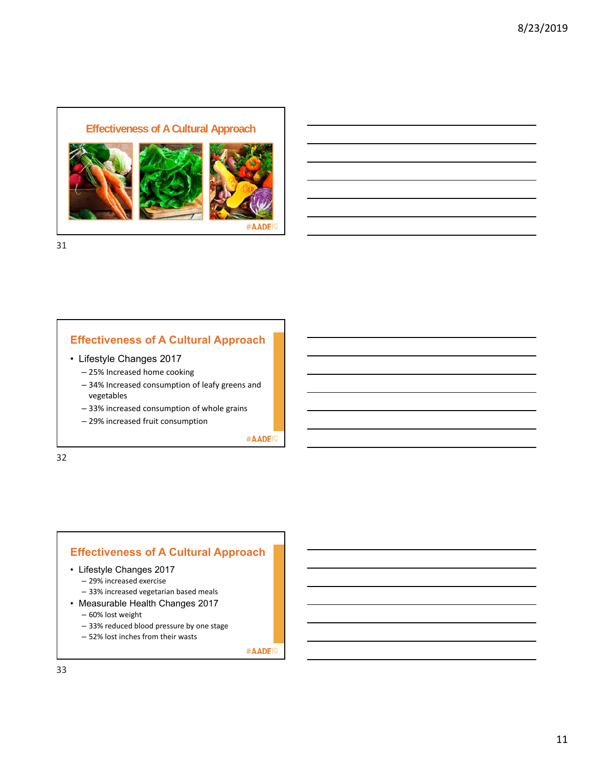## Effectiveness of A Cultural Approach

## Effectiveness of A Cultural Approach

- Lifestyle Changes 2017
  - 25% Increased home cooking
  - 34% Increased consumption of leafy greens and vegetables
  - 33% increased consumption of whole grains
  - 29% increased fruit consumption

#AADE19

## Effectiveness of A Cultural Approach

- Lifestyle Changes 2017
  - 29% increased exercise
  - 33% increased vegetarian based meals
- Measurable Health Changes 2017
  - 60% lost weight
  - 33% reduced blood pressure by one stage
  - 52% lost inches from their wasts

#AADE19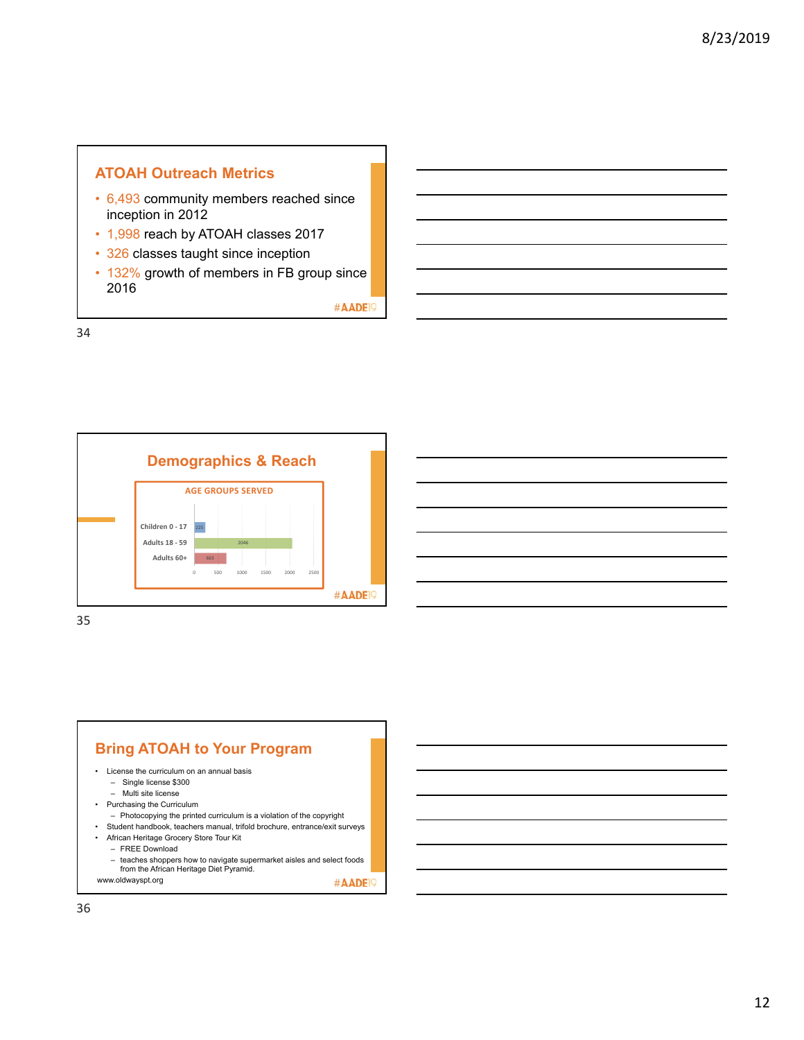## ATOAH Outreach Metrics

- 6,493 community members reached since inception in 2012
- 1,998 reach by ATOAH classes 2017
- 326 classes taught since inception
- 132% growth of members in FB group since 2016

#AADE19

## Demographics & Reach

**AGE GROUPS SERVED**

| Age Group | Number |
|---|---|
| Children 0 - 17 | 225 |
| Adults 18 - 59 | 2046 |
| Adults 60+ | 663 |

#AADE19

## Bring ATOAH to Your Program

- License the curriculum on an annual basis
  - Single license $300
  - Multi site license
- Purchasing the Curriculum
  - Photocopying the printed curriculum is a violation of the copyright
- Student handbook, teachers manual, trifold brochure, entrance/exit surveys
- African Heritage Grocery Store Tour Kit
  - FREE Download
  - teaches shoppers how to navigate supermarket aisles and select foods from the African Heritage Diet Pyramid.

www.oldwayspt.org

#AADE19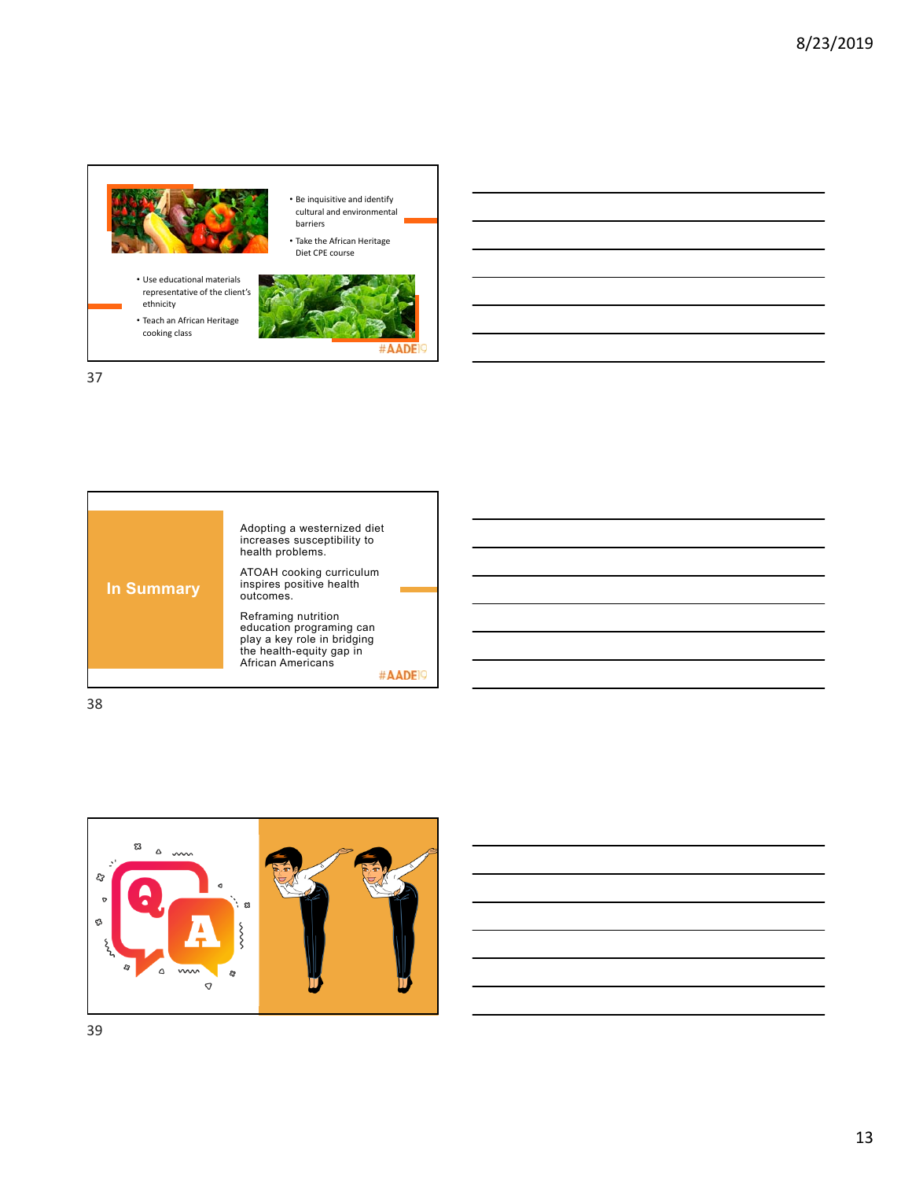- Be inquisitive and identify cultural and environmental barriers
- Take the African Heritage Diet CPE course
- Use educational materials representative of the client's ethnicity
- Teach an African Heritage cooking class

#AADE19

## In Summary

Adopting a westernized diet increases susceptibility to health problems.

ATOAH cooking curriculum inspires positive health outcomes.

Reframing nutrition education programing can play a key role in bridging the health-equity gap in African Americans

#AADE19

Q A